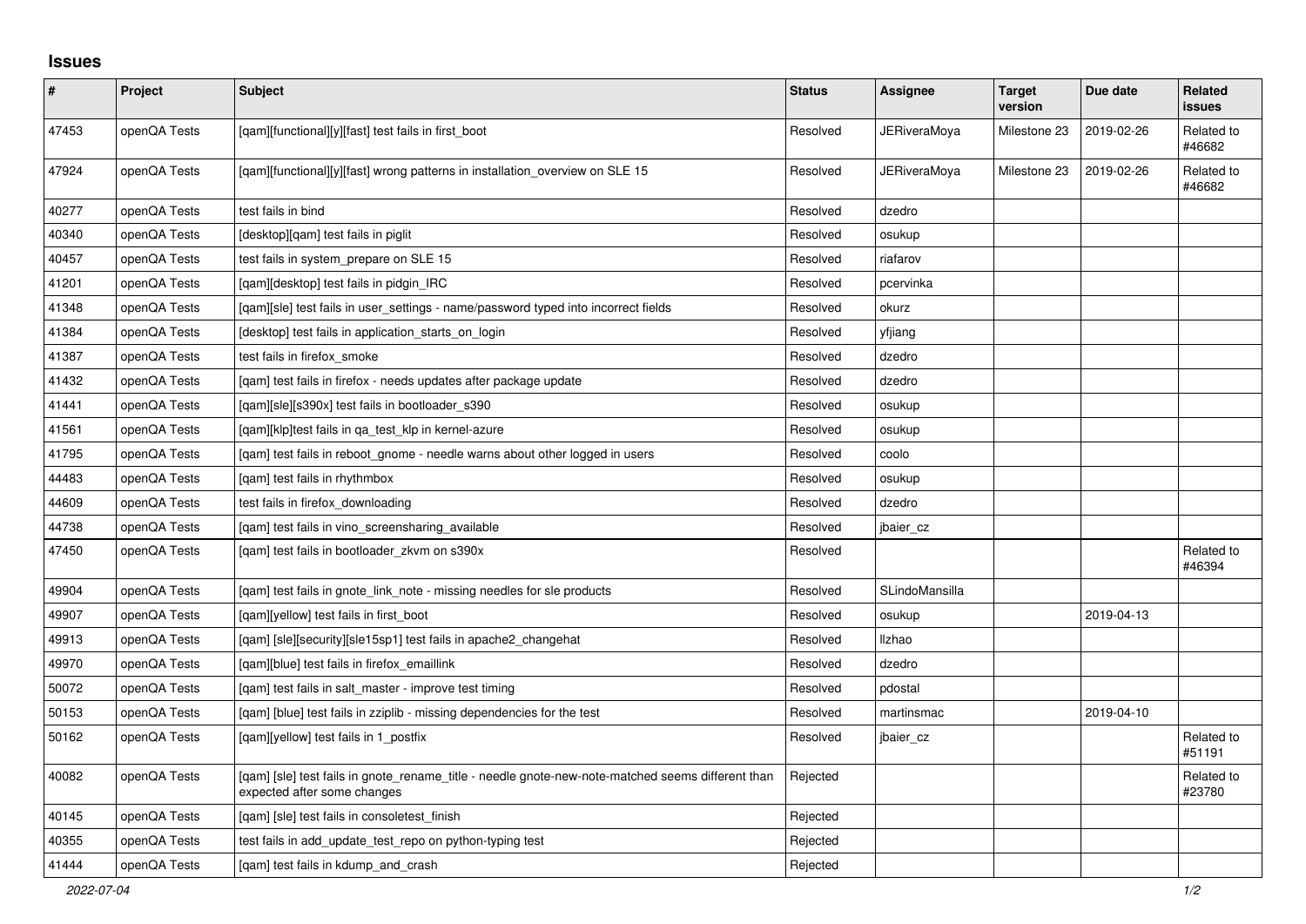## Issues

| # | Project | Subject | Status | Assignee | Target version | Due date | Related issues |
|---|---|---|---|---|---|---|---|
| 47453 | openQA Tests | [qam][functional][y][fast] test fails in first_boot | Resolved | JERiveraMoya | Milestone 23 | 2019-02-26 | Related to #46682 |
| 47924 | openQA Tests | [qam][functional][y][fast] wrong patterns in installation_overview on SLE 15 | Resolved | JERiveraMoya | Milestone 23 | 2019-02-26 | Related to #46682 |
| 40277 | openQA Tests | test fails in bind | Resolved | dzedro | | | |
| 40340 | openQA Tests | [desktop][qam] test fails in piglit | Resolved | osukup | | | |
| 40457 | openQA Tests | test fails in system_prepare on SLE 15 | Resolved | riafarov | | | |
| 41201 | openQA Tests | [qam][desktop] test fails in pidgin_IRC | Resolved | pcervinka | | | |
| 41348 | openQA Tests | [qam][sle] test fails in user_settings - name/password typed into incorrect fields | Resolved | okurz | | | |
| 41384 | openQA Tests | [desktop] test fails in application_starts_on_login | Resolved | yfjiang | | | |
| 41387 | openQA Tests | test fails in firefox_smoke | Resolved | dzedro | | | |
| 41432 | openQA Tests | [qam] test fails in firefox - needs updates after package update | Resolved | dzedro | | | |
| 41441 | openQA Tests | [qam][sle][s390x] test fails in bootloader_s390 | Resolved | osukup | | | |
| 41561 | openQA Tests | [qam][klp]test fails in qa_test_klp in kernel-azure | Resolved | osukup | | | |
| 41795 | openQA Tests | [qam] test fails in reboot_gnome - needle warns about other logged in users | Resolved | coolo | | | |
| 44483 | openQA Tests | [qam] test fails in rhythmbox | Resolved | osukup | | | |
| 44609 | openQA Tests | test fails in firefox_downloading | Resolved | dzedro | | | |
| 44738 | openQA Tests | [qam] test fails in vino_screensharing_available | Resolved | jbaier_cz | | | |
| 47450 | openQA Tests | [qam] test fails in bootloader_zkvm on s390x | Resolved | | | | Related to #46394 |
| 49904 | openQA Tests | [qam] test fails in gnote_link_note - missing needles for sle products | Resolved | SLindoMansilla | | | |
| 49907 | openQA Tests | [qam][yellow] test fails in first_boot | Resolved | osukup | | 2019-04-13 | |
| 49913 | openQA Tests | [qam] [sle][security][sle15sp1] test fails in apache2_changehat | Resolved | llzhao | | | |
| 49970 | openQA Tests | [qam][blue] test fails in firefox_emaillink | Resolved | dzedro | | | |
| 50072 | openQA Tests | [qam] test fails in salt_master - improve test timing | Resolved | pdostal | | | |
| 50153 | openQA Tests | [qam] [blue] test fails in zziplib - missing dependencies for the test | Resolved | martinsmac | | 2019-04-10 | |
| 50162 | openQA Tests | [qam][yellow] test fails in 1_postfix | Resolved | jbaier_cz | | | Related to #51191 |
| 40082 | openQA Tests | [qam] [sle] test fails in gnote_rename_title - needle gnote-new-note-matched seems different than expected after some changes | Rejected | | | | Related to #23780 |
| 40145 | openQA Tests | [qam] [sle] test fails in consoletest_finish | Rejected | | | | |
| 40355 | openQA Tests | test fails in add_update_test_repo on python-typing test | Rejected | | | | |
| 41444 | openQA Tests | [qam] test fails in kdump_and_crash | Rejected | | | | |

*2022-07-04*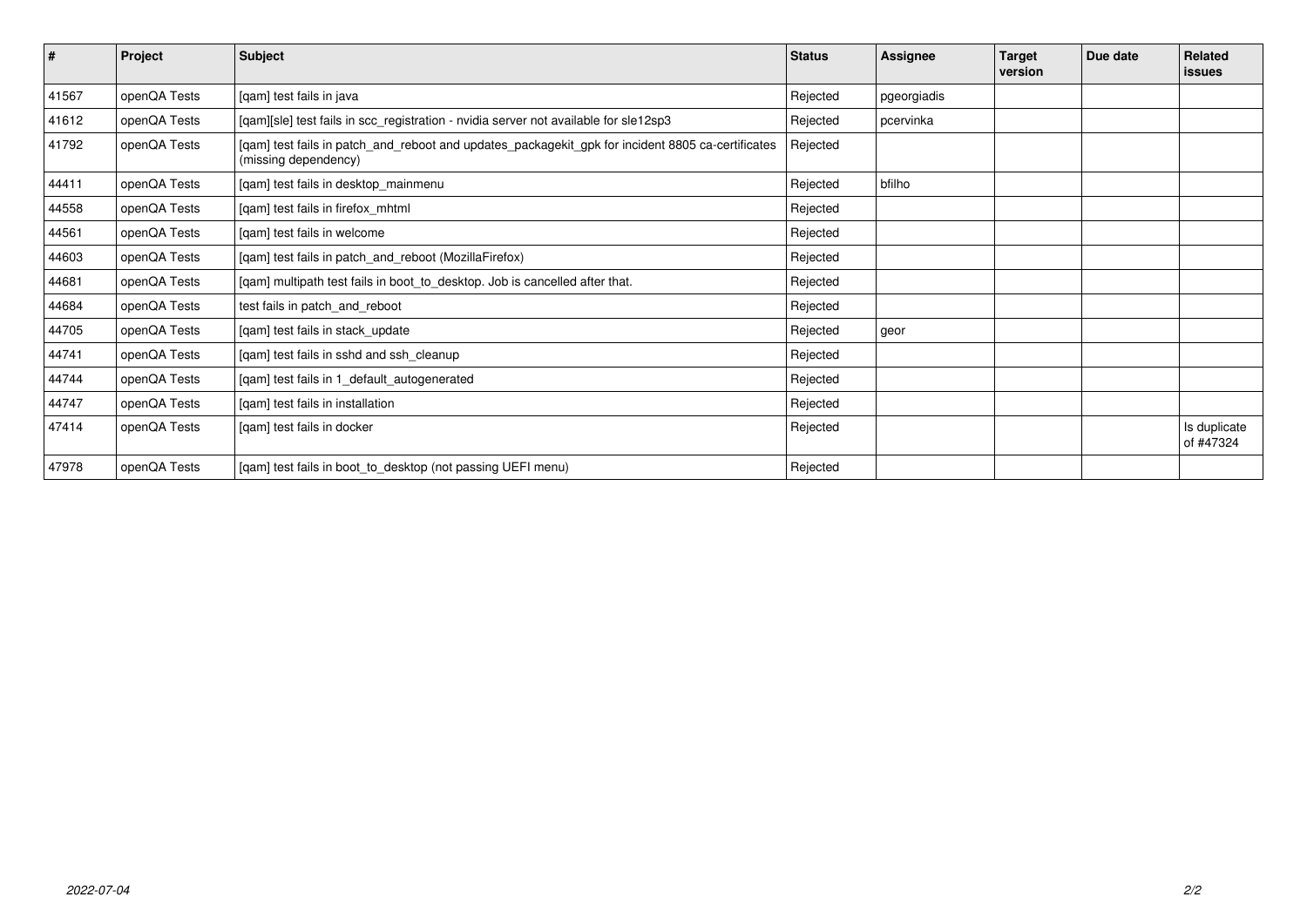| # | Project | Subject | Status | Assignee | Target version | Due date | Related issues |
|---|---|---|---|---|---|---|---|
| 41567 | openQA Tests | [qam] test fails in java | Rejected | pgeorgiadis | | | |
| 41612 | openQA Tests | [qam][sle] test fails in scc_registration - nvidia server not available for sle12sp3 | Rejected | pcervinka | | | |
| 41792 | openQA Tests | [qam] test fails in patch_and_reboot and updates_packagekit_gpk for incident 8805 ca-certificates (missing dependency) | Rejected | | | | |
| 44411 | openQA Tests | [qam] test fails in desktop_mainmenu | Rejected | bfilho | | | |
| 44558 | openQA Tests | [qam] test fails in firefox_mhtml | Rejected | | | | |
| 44561 | openQA Tests | [qam] test fails in welcome | Rejected | | | | |
| 44603 | openQA Tests | [qam] test fails in patch_and_reboot (MozillaFirefox) | Rejected | | | | |
| 44681 | openQA Tests | [qam] multipath test fails in boot_to_desktop. Job is cancelled after that. | Rejected | | | | |
| 44684 | openQA Tests | test fails in patch_and_reboot | Rejected | | | | |
| 44705 | openQA Tests | [qam] test fails in stack_update | Rejected | geor | | | |
| 44741 | openQA Tests | [qam] test fails in sshd and ssh_cleanup | Rejected | | | | |
| 44744 | openQA Tests | [qam] test fails in 1_default_autogenerated | Rejected | | | | |
| 44747 | openQA Tests | [qam] test fails in installation | Rejected | | | | |
| 47414 | openQA Tests | [qam] test fails in docker | Rejected | | | | Is duplicate of #47324 |
| 47978 | openQA Tests | [qam] test fails in boot_to_desktop (not passing UEFI menu) | Rejected | | | | |